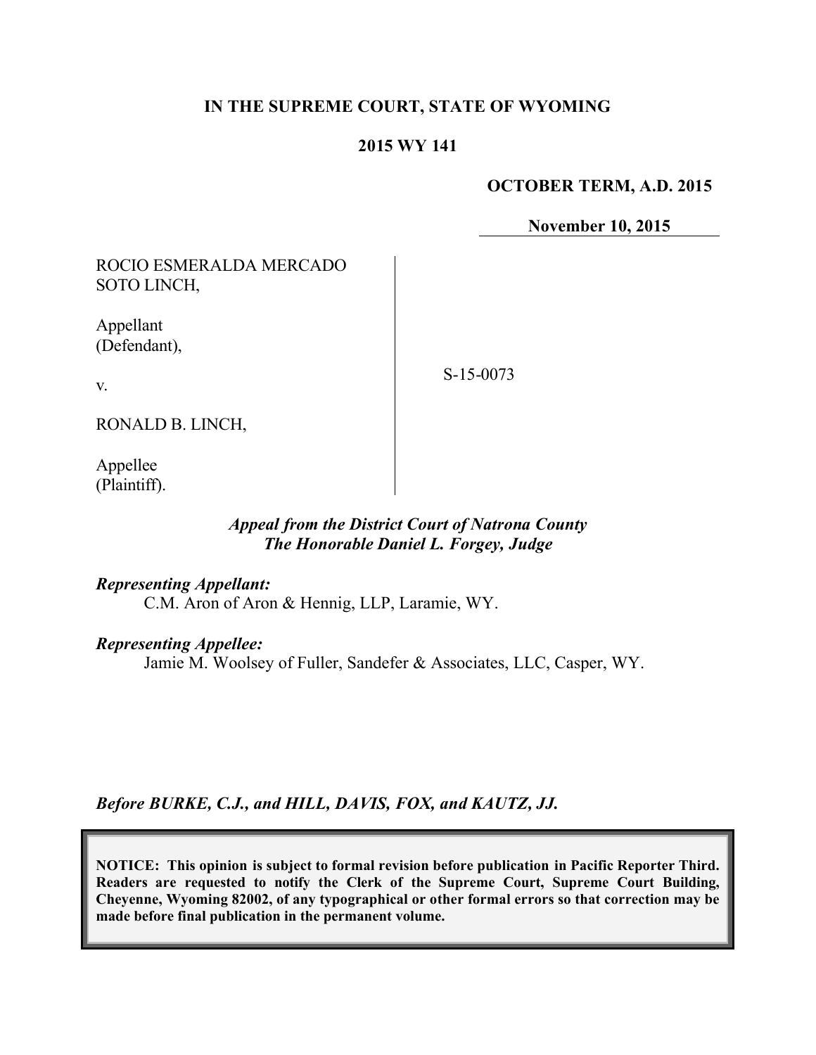**IN THE SUPREME COURT, STATE OF WYOMING**

**2015 WY 141**

**OCTOBER TERM, A.D. 2015**

**November 10, 2015**

| | |
|---|---|
| ROCIO ESMERALDA MERCADO SOTO LINCH,<br><br>Appellant (Defendant),<br><br>v.<br><br>RONALD B. LINCH,<br><br>Appellee (Plaintiff). | S-15-0073 |

*Appeal from the District Court of Natrona County*
*The Honorable Daniel L. Forgey, Judge*

***Representing Appellant:***
C.M. Aron of Aron & Hennig, LLP, Laramie, WY.

***Representing Appellee:***
Jamie M. Woolsey of Fuller, Sandefer & Associates, LLC, Casper, WY.

*Before BURKE, C.J., and HILL, DAVIS, FOX, and KAUTZ, JJ.*

**NOTICE: This opinion is subject to formal revision before publication in Pacific Reporter Third. Readers are requested to notify the Clerk of the Supreme Court, Supreme Court Building, Cheyenne, Wyoming 82002, of any typographical or other formal errors so that correction may be made before final publication in the permanent volume.**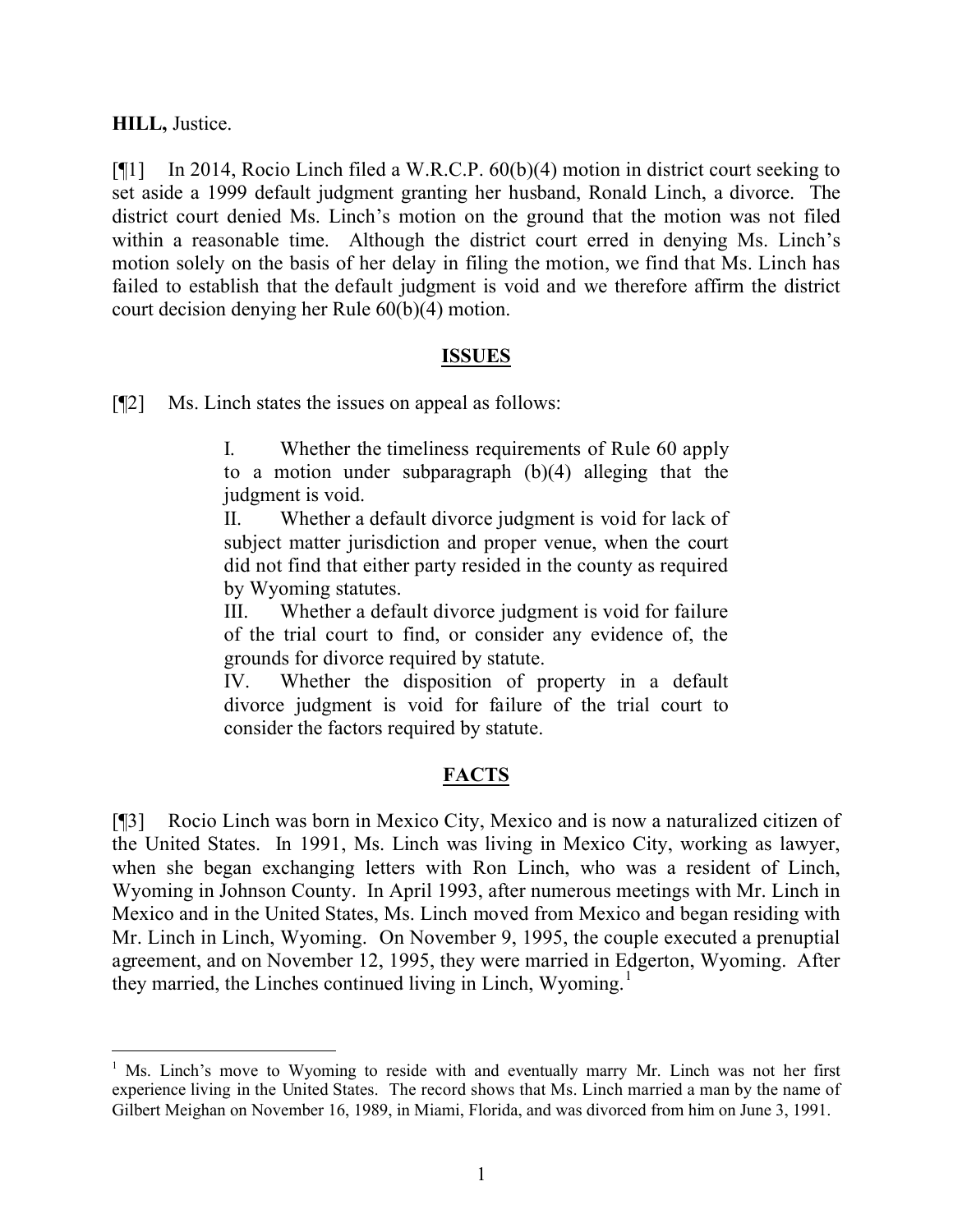**HILL,** Justice.

[¶1] In 2014, Rocio Linch filed a W.R.C.P. 60(b)(4) motion in district court seeking to set aside a 1999 default judgment granting her husband, Ronald Linch, a divorce. The district court denied Ms. Linch's motion on the ground that the motion was not filed within a reasonable time. Although the district court erred in denying Ms. Linch's motion solely on the basis of her delay in filing the motion, we find that Ms. Linch has failed to establish that the default judgment is void and we therefore affirm the district court decision denying her Rule 60(b)(4) motion.

## ISSUES

[¶2] Ms. Linch states the issues on appeal as follows:

> I. Whether the timeliness requirements of Rule 60 apply to a motion under subparagraph (b)(4) alleging that the judgment is void.
>
> II. Whether a default divorce judgment is void for lack of subject matter jurisdiction and proper venue, when the court did not find that either party resided in the county as required by Wyoming statutes.
>
> III. Whether a default divorce judgment is void for failure of the trial court to find, or consider any evidence of, the grounds for divorce required by statute.
>
> IV. Whether the disposition of property in a default divorce judgment is void for failure of the trial court to consider the factors required by statute.

## FACTS

[¶3] Rocio Linch was born in Mexico City, Mexico and is now a naturalized citizen of the United States. In 1991, Ms. Linch was living in Mexico City, working as lawyer, when she began exchanging letters with Ron Linch, who was a resident of Linch, Wyoming in Johnson County. In April 1993, after numerous meetings with Mr. Linch in Mexico and in the United States, Ms. Linch moved from Mexico and began residing with Mr. Linch in Linch, Wyoming. On November 9, 1995, the couple executed a prenuptial agreement, and on November 12, 1995, they were married in Edgerton, Wyoming. After they married, the Linches continued living in Linch, Wyoming.[1]

[1] Ms. Linch's move to Wyoming to reside with and eventually marry Mr. Linch was not her first experience living in the United States. The record shows that Ms. Linch married a man by the name of Gilbert Meighan on November 16, 1989, in Miami, Florida, and was divorced from him on June 3, 1991.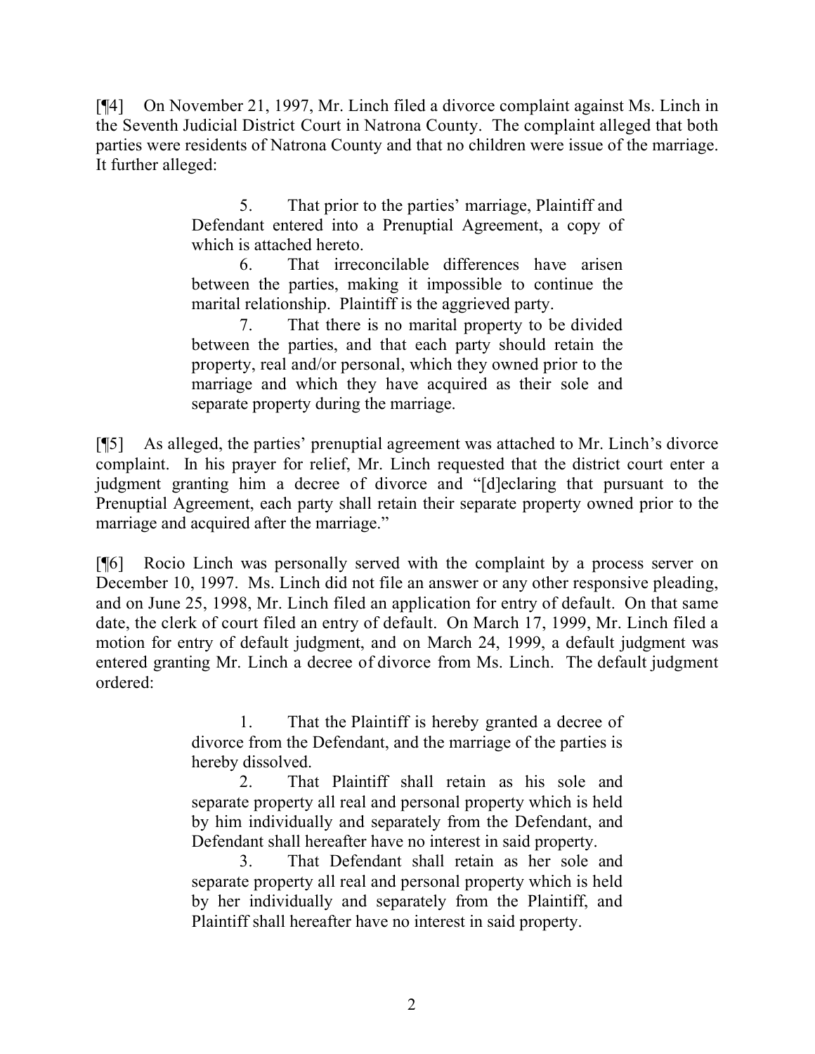[¶4] On November 21, 1997, Mr. Linch filed a divorce complaint against Ms. Linch in the Seventh Judicial District Court in Natrona County. The complaint alleged that both parties were residents of Natrona County and that no children were issue of the marriage. It further alleged:

> 5. That prior to the parties' marriage, Plaintiff and Defendant entered into a Prenuptial Agreement, a copy of which is attached hereto.
>
> 6. That irreconcilable differences have arisen between the parties, making it impossible to continue the marital relationship. Plaintiff is the aggrieved party.
>
> 7. That there is no marital property to be divided between the parties, and that each party should retain the property, real and/or personal, which they owned prior to the marriage and which they have acquired as their sole and separate property during the marriage.

[¶5] As alleged, the parties' prenuptial agreement was attached to Mr. Linch's divorce complaint. In his prayer for relief, Mr. Linch requested that the district court enter a judgment granting him a decree of divorce and "[d]eclaring that pursuant to the Prenuptial Agreement, each party shall retain their separate property owned prior to the marriage and acquired after the marriage."

[¶6] Rocio Linch was personally served with the complaint by a process server on December 10, 1997. Ms. Linch did not file an answer or any other responsive pleading, and on June 25, 1998, Mr. Linch filed an application for entry of default. On that same date, the clerk of court filed an entry of default. On March 17, 1999, Mr. Linch filed a motion for entry of default judgment, and on March 24, 1999, a default judgment was entered granting Mr. Linch a decree of divorce from Ms. Linch. The default judgment ordered:

> 1. That the Plaintiff is hereby granted a decree of divorce from the Defendant, and the marriage of the parties is hereby dissolved.
>
> 2. That Plaintiff shall retain as his sole and separate property all real and personal property which is held by him individually and separately from the Defendant, and Defendant shall hereafter have no interest in said property.
>
> 3. That Defendant shall retain as her sole and separate property all real and personal property which is held by her individually and separately from the Plaintiff, and Plaintiff shall hereafter have no interest in said property.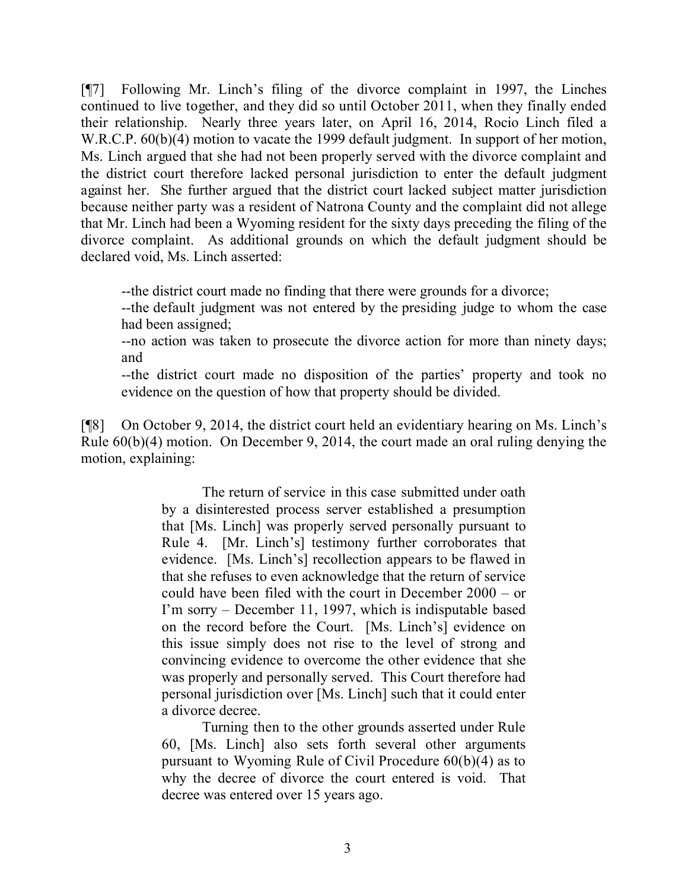[¶7] Following Mr. Linch's filing of the divorce complaint in 1997, the Linches continued to live together, and they did so until October 2011, when they finally ended their relationship. Nearly three years later, on April 16, 2014, Rocio Linch filed a W.R.C.P. 60(b)(4) motion to vacate the 1999 default judgment. In support of her motion, Ms. Linch argued that she had not been properly served with the divorce complaint and the district court therefore lacked personal jurisdiction to enter the default judgment against her. She further argued that the district court lacked subject matter jurisdiction because neither party was a resident of Natrona County and the complaint did not allege that Mr. Linch had been a Wyoming resident for the sixty days preceding the filing of the divorce complaint. As additional grounds on which the default judgment should be declared void, Ms. Linch asserted:

> --the district court made no finding that there were grounds for a divorce;
> --the default judgment was not entered by the presiding judge to whom the case had been assigned;
> --no action was taken to prosecute the divorce action for more than ninety days; and
> --the district court made no disposition of the parties' property and took no evidence on the question of how that property should be divided.

[¶8] On October 9, 2014, the district court held an evidentiary hearing on Ms. Linch's Rule 60(b)(4) motion. On December 9, 2014, the court made an oral ruling denying the motion, explaining:

> The return of service in this case submitted under oath by a disinterested process server established a presumption that [Ms. Linch] was properly served personally pursuant to Rule 4. [Mr. Linch's] testimony further corroborates that evidence. [Ms. Linch's] recollection appears to be flawed in that she refuses to even acknowledge that the return of service could have been filed with the court in December 2000 – or I'm sorry – December 11, 1997, which is indisputable based on the record before the Court. [Ms. Linch's] evidence on this issue simply does not rise to the level of strong and convincing evidence to overcome the other evidence that she was properly and personally served. This Court therefore had personal jurisdiction over [Ms. Linch] such that it could enter a divorce decree.
>
> Turning then to the other grounds asserted under Rule 60, [Ms. Linch] also sets forth several other arguments pursuant to Wyoming Rule of Civil Procedure 60(b)(4) as to why the decree of divorce the court entered is void. That decree was entered over 15 years ago.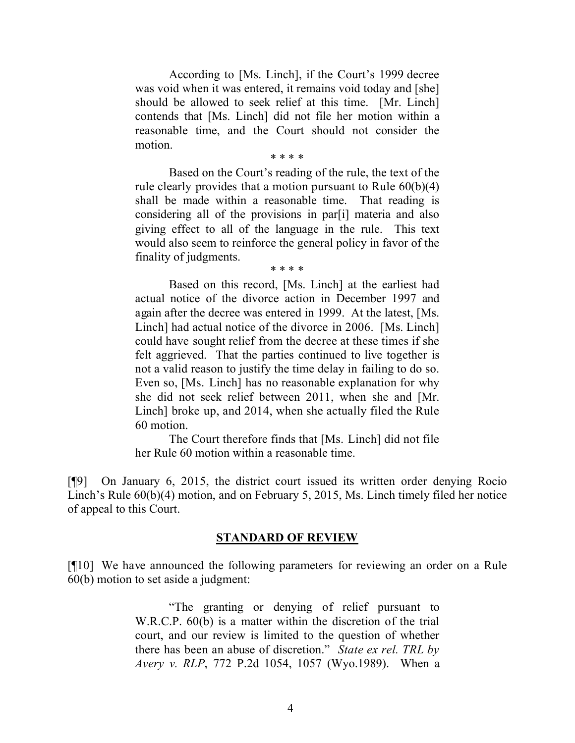> According to [Ms. Linch], if the Court's 1999 decree was void when it was entered, it remains void today and [she] should be allowed to seek relief at this time. [Mr. Linch] contends that [Ms. Linch] did not file her motion within a reasonable time, and the Court should not consider the motion.
>
> \* \* \* \*
>
> Based on the Court's reading of the rule, the text of the rule clearly provides that a motion pursuant to Rule 60(b)(4) shall be made within a reasonable time. That reading is considering all of the provisions in par[i] materia and also giving effect to all of the language in the rule. This text would also seem to reinforce the general policy in favor of the finality of judgments.
>
> \* \* \* \*
>
> Based on this record, [Ms. Linch] at the earliest had actual notice of the divorce action in December 1997 and again after the decree was entered in 1999. At the latest, [Ms. Linch] had actual notice of the divorce in 2006. [Ms. Linch] could have sought relief from the decree at these times if she felt aggrieved. That the parties continued to live together is not a valid reason to justify the time delay in failing to do so. Even so, [Ms. Linch] has no reasonable explanation for why she did not seek relief between 2011, when she and [Mr. Linch] broke up, and 2014, when she actually filed the Rule 60 motion.
>
> The Court therefore finds that [Ms. Linch] did not file her Rule 60 motion within a reasonable time.

[¶9] On January 6, 2015, the district court issued its written order denying Rocio Linch's Rule 60(b)(4) motion, and on February 5, 2015, Ms. Linch timely filed her notice of appeal to this Court.

## STANDARD OF REVIEW

[¶10] We have announced the following parameters for reviewing an order on a Rule 60(b) motion to set aside a judgment:

> "The granting or denying of relief pursuant to W.R.C.P. 60(b) is a matter within the discretion of the trial court, and our review is limited to the question of whether there has been an abuse of discretion." *State ex rel. TRL by Avery v. RLP*, 772 P.2d 1054, 1057 (Wyo.1989). When a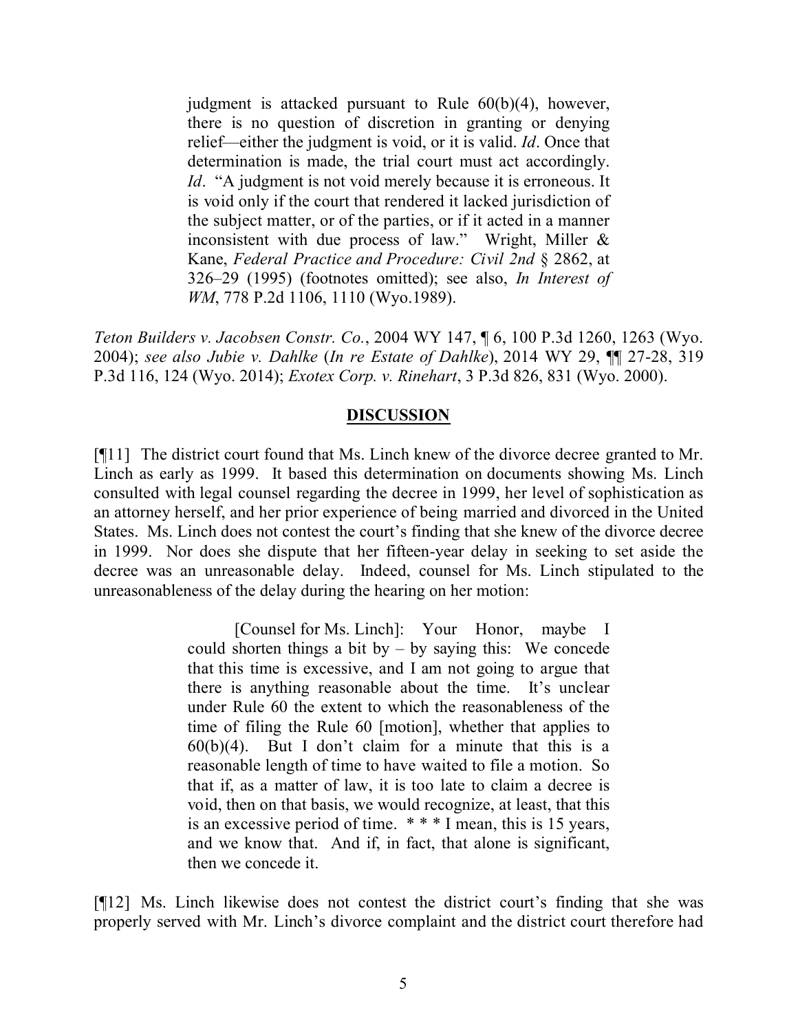> judgment is attacked pursuant to Rule 60(b)(4), however, there is no question of discretion in granting or denying relief—either the judgment is void, or it is valid. *Id*. Once that determination is made, the trial court must act accordingly. *Id*. "A judgment is not void merely because it is erroneous. It is void only if the court that rendered it lacked jurisdiction of the subject matter, or of the parties, or if it acted in a manner inconsistent with due process of law." Wright, Miller & Kane, *Federal Practice and Procedure: Civil 2nd* § 2862, at 326–29 (1995) (footnotes omitted); see also, *In Interest of WM*, 778 P.2d 1106, 1110 (Wyo.1989).

*Teton Builders v. Jacobsen Constr. Co.*, 2004 WY 147, ¶ 6, 100 P.3d 1260, 1263 (Wyo. 2004); *see also Jubie v. Dahlke* (*In re Estate of Dahlke*), 2014 WY 29, ¶¶ 27-28, 319 P.3d 116, 124 (Wyo. 2014); *Exotex Corp. v. Rinehart*, 3 P.3d 826, 831 (Wyo. 2000).

## DISCUSSION

[¶11] The district court found that Ms. Linch knew of the divorce decree granted to Mr. Linch as early as 1999. It based this determination on documents showing Ms. Linch consulted with legal counsel regarding the decree in 1999, her level of sophistication as an attorney herself, and her prior experience of being married and divorced in the United States. Ms. Linch does not contest the court's finding that she knew of the divorce decree in 1999. Nor does she dispute that her fifteen-year delay in seeking to set aside the decree was an unreasonable delay. Indeed, counsel for Ms. Linch stipulated to the unreasonableness of the delay during the hearing on her motion:

> [Counsel for Ms. Linch]: Your Honor, maybe I could shorten things a bit by – by saying this: We concede that this time is excessive, and I am not going to argue that there is anything reasonable about the time. It's unclear under Rule 60 the extent to which the reasonableness of the time of filing the Rule 60 [motion], whether that applies to 60(b)(4). But I don't claim for a minute that this is a reasonable length of time to have waited to file a motion. So that if, as a matter of law, it is too late to claim a decree is void, then on that basis, we would recognize, at least, that this is an excessive period of time. * * * I mean, this is 15 years, and we know that. And if, in fact, that alone is significant, then we concede it.

[¶12] Ms. Linch likewise does not contest the district court's finding that she was properly served with Mr. Linch's divorce complaint and the district court therefore had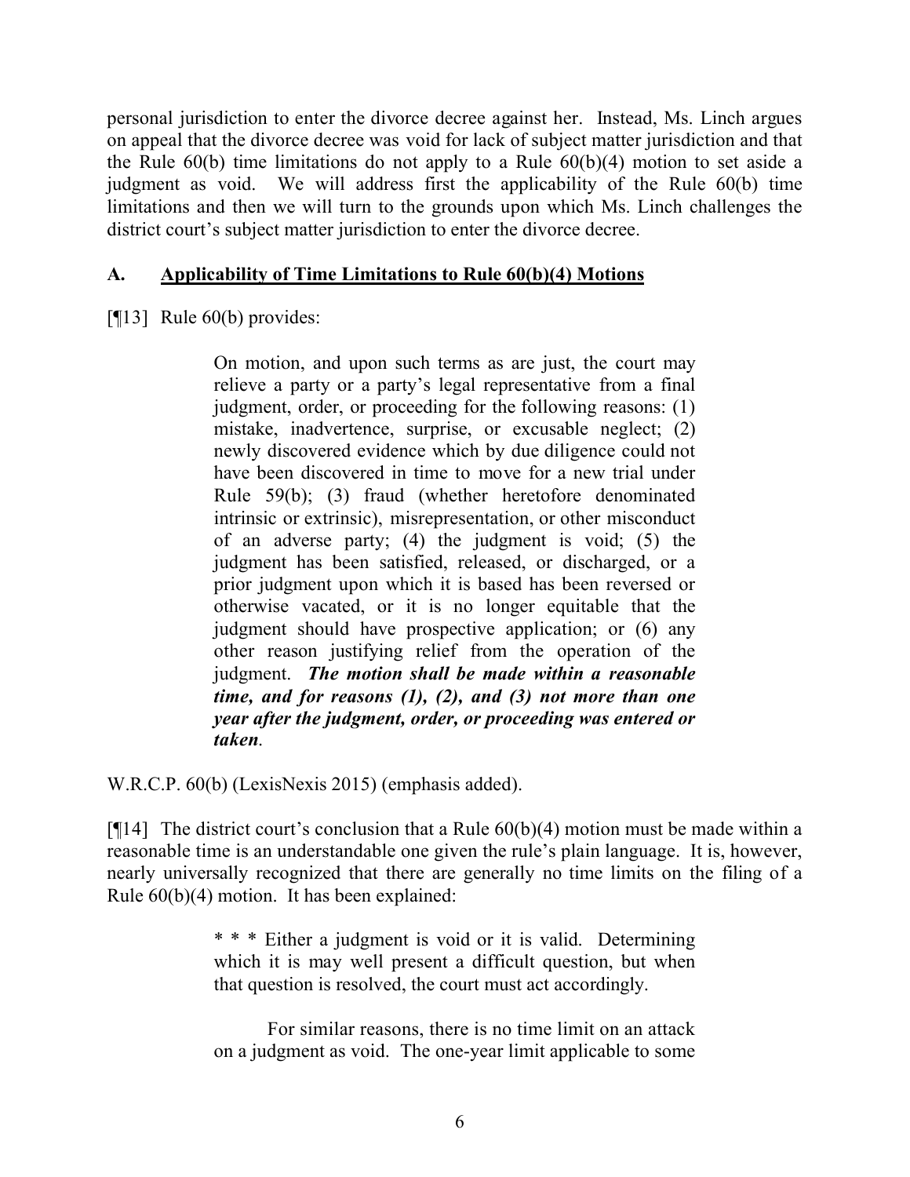personal jurisdiction to enter the divorce decree against her. Instead, Ms. Linch argues on appeal that the divorce decree was void for lack of subject matter jurisdiction and that the Rule 60(b) time limitations do not apply to a Rule 60(b)(4) motion to set aside a judgment as void. We will address first the applicability of the Rule 60(b) time limitations and then we will turn to the grounds upon which Ms. Linch challenges the district court's subject matter jurisdiction to enter the divorce decree.

### A. Applicability of Time Limitations to Rule 60(b)(4) Motions

[¶13] Rule 60(b) provides:

> On motion, and upon such terms as are just, the court may relieve a party or a party's legal representative from a final judgment, order, or proceeding for the following reasons: (1) mistake, inadvertence, surprise, or excusable neglect; (2) newly discovered evidence which by due diligence could not have been discovered in time to move for a new trial under Rule 59(b); (3) fraud (whether heretofore denominated intrinsic or extrinsic), misrepresentation, or other misconduct of an adverse party; (4) the judgment is void; (5) the judgment has been satisfied, released, or discharged, or a prior judgment upon which it is based has been reversed or otherwise vacated, or it is no longer equitable that the judgment should have prospective application; or (6) any other reason justifying relief from the operation of the judgment. ***The motion shall be made within a reasonable time, and for reasons (1), (2), and (3) not more than one year after the judgment, order, or proceeding was entered or taken.***

W.R.C.P. 60(b) (LexisNexis 2015) (emphasis added).

[¶14] The district court's conclusion that a Rule 60(b)(4) motion must be made within a reasonable time is an understandable one given the rule's plain language. It is, however, nearly universally recognized that there are generally no time limits on the filing of a Rule 60(b)(4) motion. It has been explained:

> * * * Either a judgment is void or it is valid. Determining which it is may well present a difficult question, but when that question is resolved, the court must act accordingly.
>
> For similar reasons, there is no time limit on an attack on a judgment as void. The one-year limit applicable to some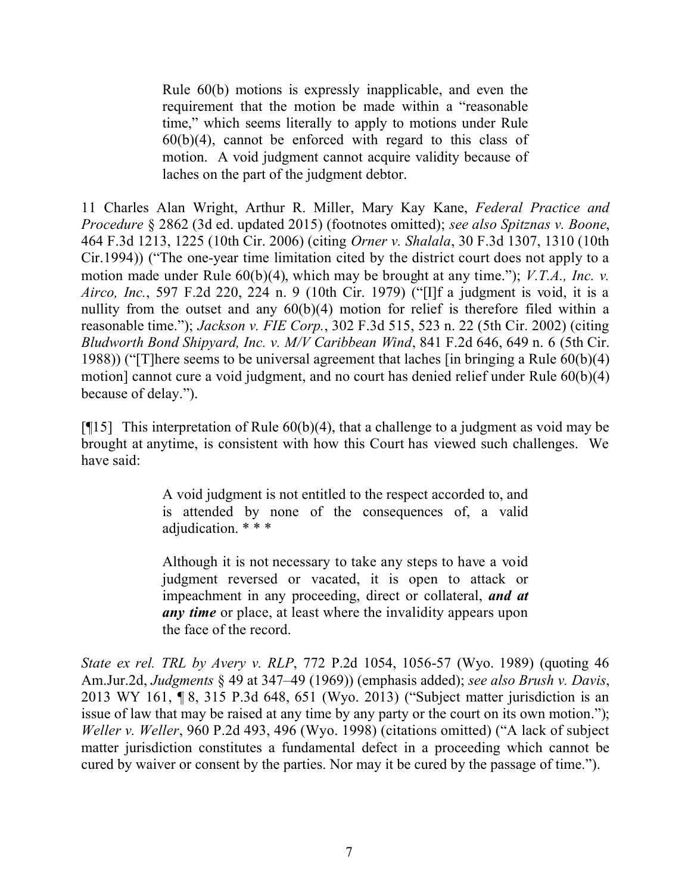> Rule 60(b) motions is expressly inapplicable, and even the requirement that the motion be made within a "reasonable time," which seems literally to apply to motions under Rule 60(b)(4), cannot be enforced with regard to this class of motion. A void judgment cannot acquire validity because of laches on the part of the judgment debtor.

11 Charles Alan Wright, Arthur R. Miller, Mary Kay Kane, *Federal Practice and Procedure* § 2862 (3d ed. updated 2015) (footnotes omitted); *see also Spitznas v. Boone*, 464 F.3d 1213, 1225 (10th Cir. 2006) (citing *Orner v. Shalala*, 30 F.3d 1307, 1310 (10th Cir.1994)) ("The one-year time limitation cited by the district court does not apply to a motion made under Rule 60(b)(4), which may be brought at any time."); *V.T.A., Inc. v. Airco, Inc.*, 597 F.2d 220, 224 n. 9 (10th Cir. 1979) ("[I]f a judgment is void, it is a nullity from the outset and any 60(b)(4) motion for relief is therefore filed within a reasonable time."); *Jackson v. FIE Corp.*, 302 F.3d 515, 523 n. 22 (5th Cir. 2002) (citing *Bludworth Bond Shipyard, Inc. v. M/V Caribbean Wind*, 841 F.2d 646, 649 n. 6 (5th Cir. 1988)) ("[T]here seems to be universal agreement that laches [in bringing a Rule 60(b)(4) motion] cannot cure a void judgment, and no court has denied relief under Rule 60(b)(4) because of delay.").

[¶15] This interpretation of Rule 60(b)(4), that a challenge to a judgment as void may be brought at anytime, is consistent with how this Court has viewed such challenges. We have said:

> A void judgment is not entitled to the respect accorded to, and is attended by none of the consequences of, a valid adjudication. * * *
>
> Although it is not necessary to take any steps to have a void judgment reversed or vacated, it is open to attack or impeachment in any proceeding, direct or collateral, ***and at any time*** or place, at least where the invalidity appears upon the face of the record.

*State ex rel. TRL by Avery v. RLP*, 772 P.2d 1054, 1056-57 (Wyo. 1989) (quoting 46 Am.Jur.2d, *Judgments* § 49 at 347–49 (1969)) (emphasis added); *see also Brush v. Davis*, 2013 WY 161, ¶ 8, 315 P.3d 648, 651 (Wyo. 2013) ("Subject matter jurisdiction is an issue of law that may be raised at any time by any party or the court on its own motion."); *Weller v. Weller*, 960 P.2d 493, 496 (Wyo. 1998) (citations omitted) ("A lack of subject matter jurisdiction constitutes a fundamental defect in a proceeding which cannot be cured by waiver or consent by the parties. Nor may it be cured by the passage of time.").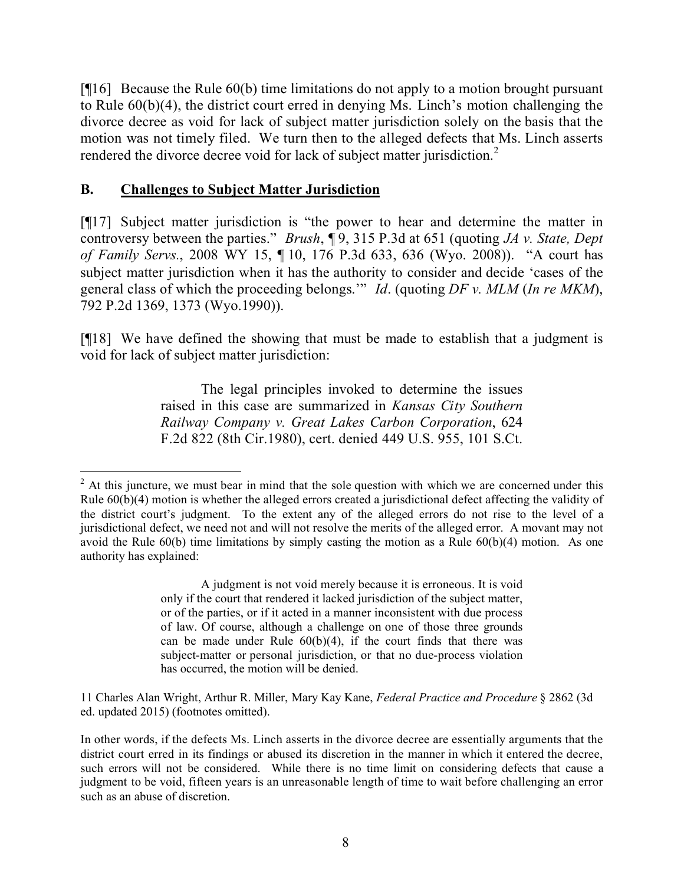[¶16] Because the Rule 60(b) time limitations do not apply to a motion brought pursuant to Rule 60(b)(4), the district court erred in denying Ms. Linch's motion challenging the divorce decree as void for lack of subject matter jurisdiction solely on the basis that the motion was not timely filed. We turn then to the alleged defects that Ms. Linch asserts rendered the divorce decree void for lack of subject matter jurisdiction.[2]

## B. Challenges to Subject Matter Jurisdiction

[¶17] Subject matter jurisdiction is "the power to hear and determine the matter in controversy between the parties." *Brush*, ¶ 9, 315 P.3d at 651 (quoting *JA v. State, Dept of Family Servs.*, 2008 WY 15, ¶ 10, 176 P.3d 633, 636 (Wyo. 2008)). "A court has subject matter jurisdiction when it has the authority to consider and decide 'cases of the general class of which the proceeding belongs.'" *Id*. (quoting *DF v. MLM* (*In re MKM*), 792 P.2d 1369, 1373 (Wyo.1990)).

[¶18] We have defined the showing that must be made to establish that a judgment is void for lack of subject matter jurisdiction:

> The legal principles invoked to determine the issues raised in this case are summarized in *Kansas City Southern Railway Company v. Great Lakes Carbon Corporation*, 624 F.2d 822 (8th Cir.1980), cert. denied 449 U.S. 955, 101 S.Ct.

---

[2] At this juncture, we must bear in mind that the sole question with which we are concerned under this Rule 60(b)(4) motion is whether the alleged errors created a jurisdictional defect affecting the validity of the district court's judgment. To the extent any of the alleged errors do not rise to the level of a jurisdictional defect, we need not and will not resolve the merits of the alleged error. A movant may not avoid the Rule 60(b) time limitations by simply casting the motion as a Rule 60(b)(4) motion. As one authority has explained:

> A judgment is not void merely because it is erroneous. It is void only if the court that rendered it lacked jurisdiction of the subject matter, or of the parties, or if it acted in a manner inconsistent with due process of law. Of course, although a challenge on one of those three grounds can be made under Rule 60(b)(4), if the court finds that there was subject-matter or personal jurisdiction, or that no due-process violation has occurred, the motion will be denied.

11 Charles Alan Wright, Arthur R. Miller, Mary Kay Kane, *Federal Practice and Procedure* § 2862 (3d ed. updated 2015) (footnotes omitted).

In other words, if the defects Ms. Linch asserts in the divorce decree are essentially arguments that the district court erred in its findings or abused its discretion in the manner in which it entered the decree, such errors will not be considered. While there is no time limit on considering defects that cause a judgment to be void, fifteen years is an unreasonable length of time to wait before challenging an error such as an abuse of discretion.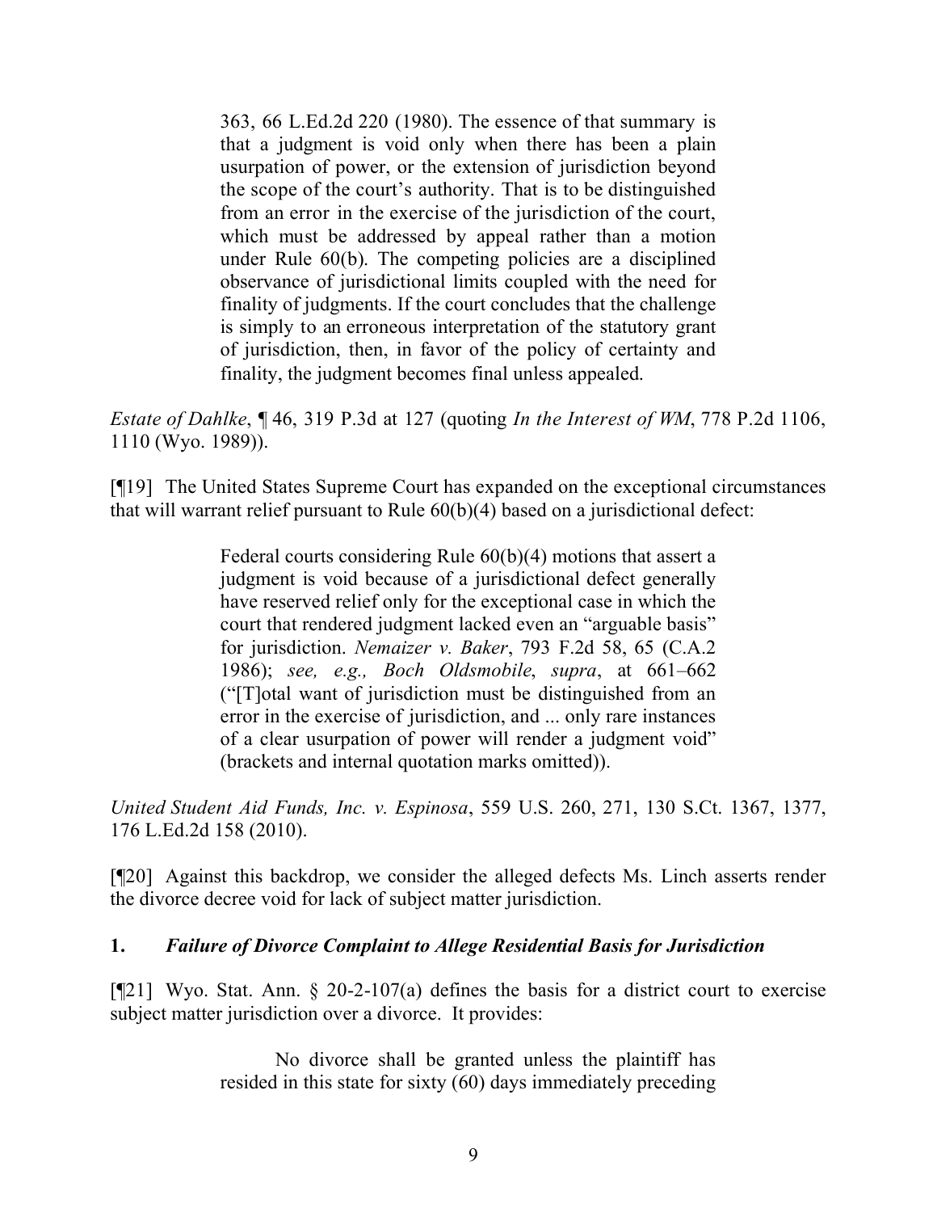> 363, 66 L.Ed.2d 220 (1980). The essence of that summary is that a judgment is void only when there has been a plain usurpation of power, or the extension of jurisdiction beyond the scope of the court's authority. That is to be distinguished from an error in the exercise of the jurisdiction of the court, which must be addressed by appeal rather than a motion under Rule 60(b). The competing policies are a disciplined observance of jurisdictional limits coupled with the need for finality of judgments. If the court concludes that the challenge is simply to an erroneous interpretation of the statutory grant of jurisdiction, then, in favor of the policy of certainty and finality, the judgment becomes final unless appealed.

*Estate of Dahlke*, ¶ 46, 319 P.3d at 127 (quoting *In the Interest of WM*, 778 P.2d 1106, 1110 (Wyo. 1989)).

[¶19] The United States Supreme Court has expanded on the exceptional circumstances that will warrant relief pursuant to Rule 60(b)(4) based on a jurisdictional defect:

> Federal courts considering Rule 60(b)(4) motions that assert a judgment is void because of a jurisdictional defect generally have reserved relief only for the exceptional case in which the court that rendered judgment lacked even an "arguable basis" for jurisdiction. *Nemaizer v. Baker*, 793 F.2d 58, 65 (C.A.2 1986); *see, e.g., Boch Oldsmobile*, *supra*, at 661–662 ("[T]otal want of jurisdiction must be distinguished from an error in the exercise of jurisdiction, and ... only rare instances of a clear usurpation of power will render a judgment void" (brackets and internal quotation marks omitted)).

*United Student Aid Funds, Inc. v. Espinosa*, 559 U.S. 260, 271, 130 S.Ct. 1367, 1377, 176 L.Ed.2d 158 (2010).

[¶20] Against this backdrop, we consider the alleged defects Ms. Linch asserts render the divorce decree void for lack of subject matter jurisdiction.

### 1. *Failure of Divorce Complaint to Allege Residential Basis for Jurisdiction*

[¶21] Wyo. Stat. Ann. § 20-2-107(a) defines the basis for a district court to exercise subject matter jurisdiction over a divorce. It provides:

> No divorce shall be granted unless the plaintiff has resided in this state for sixty (60) days immediately preceding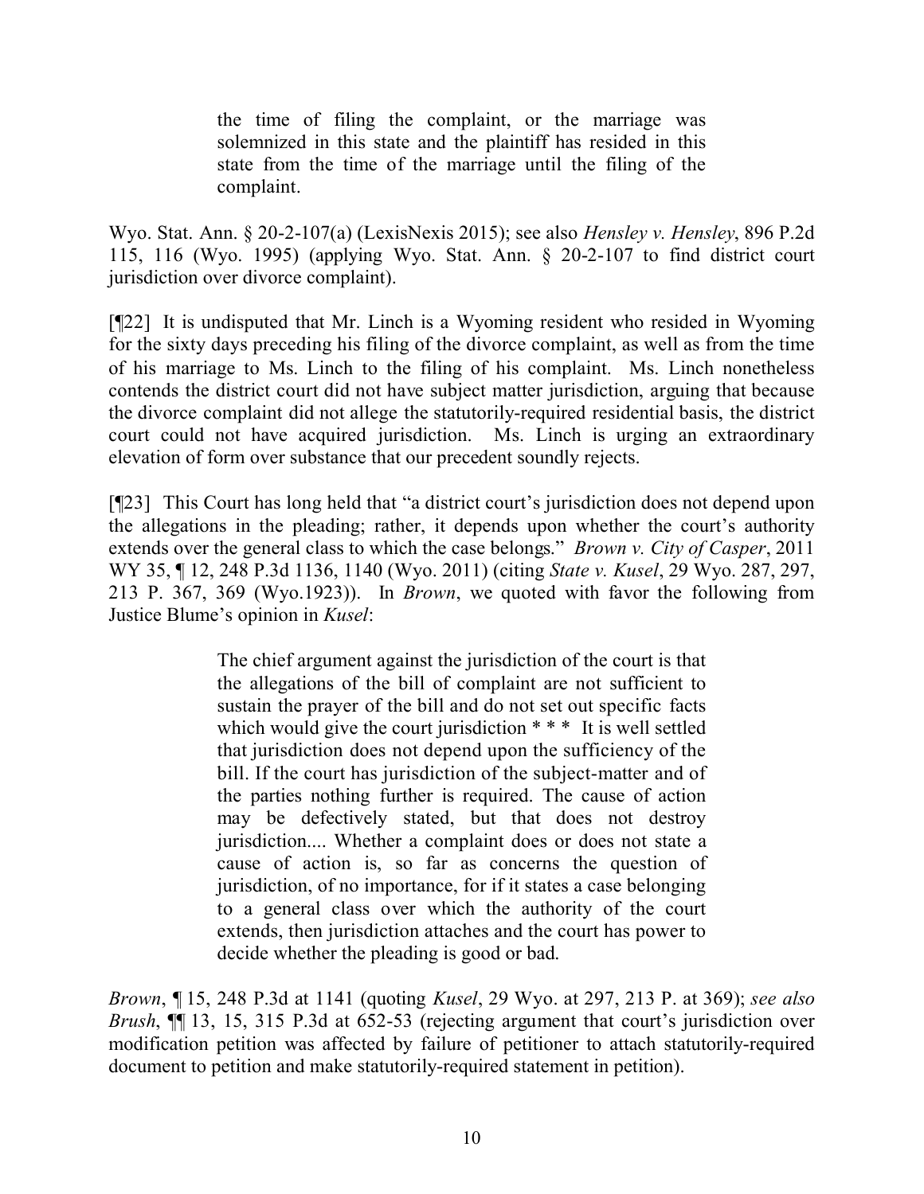> the time of filing the complaint, or the marriage was solemnized in this state and the plaintiff has resided in this state from the time of the marriage until the filing of the complaint.

Wyo. Stat. Ann. § 20-2-107(a) (LexisNexis 2015); see also *Hensley v. Hensley*, 896 P.2d 115, 116 (Wyo. 1995) (applying Wyo. Stat. Ann. § 20-2-107 to find district court jurisdiction over divorce complaint).

[¶22] It is undisputed that Mr. Linch is a Wyoming resident who resided in Wyoming for the sixty days preceding his filing of the divorce complaint, as well as from the time of his marriage to Ms. Linch to the filing of his complaint. Ms. Linch nonetheless contends the district court did not have subject matter jurisdiction, arguing that because the divorce complaint did not allege the statutorily-required residential basis, the district court could not have acquired jurisdiction. Ms. Linch is urging an extraordinary elevation of form over substance that our precedent soundly rejects.

[¶23] This Court has long held that "a district court's jurisdiction does not depend upon the allegations in the pleading; rather, it depends upon whether the court's authority extends over the general class to which the case belongs." *Brown v. City of Casper*, 2011 WY 35, ¶ 12, 248 P.3d 1136, 1140 (Wyo. 2011) (citing *State v. Kusel*, 29 Wyo. 287, 297, 213 P. 367, 369 (Wyo.1923)). In *Brown*, we quoted with favor the following from Justice Blume's opinion in *Kusel*:

> The chief argument against the jurisdiction of the court is that the allegations of the bill of complaint are not sufficient to sustain the prayer of the bill and do not set out specific facts which would give the court jurisdiction * * * It is well settled that jurisdiction does not depend upon the sufficiency of the bill. If the court has jurisdiction of the subject-matter and of the parties nothing further is required. The cause of action may be defectively stated, but that does not destroy jurisdiction.... Whether a complaint does or does not state a cause of action is, so far as concerns the question of jurisdiction, of no importance, for if it states a case belonging to a general class over which the authority of the court extends, then jurisdiction attaches and the court has power to decide whether the pleading is good or bad.

*Brown*, ¶ 15, 248 P.3d at 1141 (quoting *Kusel*, 29 Wyo. at 297, 213 P. at 369); *see also Brush*, ¶¶ 13, 15, 315 P.3d at 652-53 (rejecting argument that court's jurisdiction over modification petition was affected by failure of petitioner to attach statutorily-required document to petition and make statutorily-required statement in petition).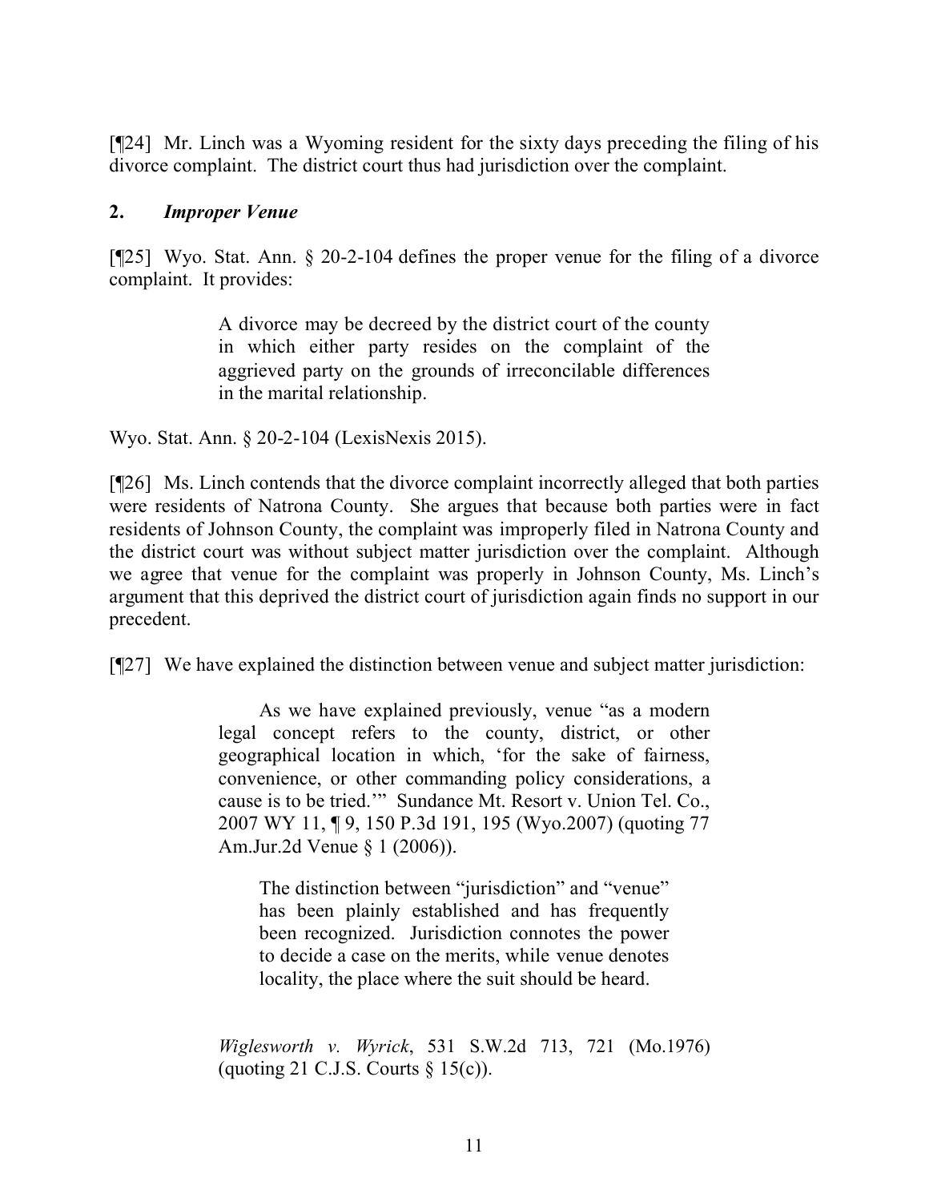[¶24] Mr. Linch was a Wyoming resident for the sixty days preceding the filing of his divorce complaint. The district court thus had jurisdiction over the complaint.

## 2. *Improper Venue*

[¶25] Wyo. Stat. Ann. § 20-2-104 defines the proper venue for the filing of a divorce complaint. It provides:

> A divorce may be decreed by the district court of the county in which either party resides on the complaint of the aggrieved party on the grounds of irreconcilable differences in the marital relationship.

Wyo. Stat. Ann. § 20-2-104 (LexisNexis 2015).

[¶26] Ms. Linch contends that the divorce complaint incorrectly alleged that both parties were residents of Natrona County. She argues that because both parties were in fact residents of Johnson County, the complaint was improperly filed in Natrona County and the district court was without subject matter jurisdiction over the complaint. Although we agree that venue for the complaint was properly in Johnson County, Ms. Linch's argument that this deprived the district court of jurisdiction again finds no support in our precedent.

[¶27] We have explained the distinction between venue and subject matter jurisdiction:

> As we have explained previously, venue "as a modern legal concept refers to the county, district, or other geographical location in which, 'for the sake of fairness, convenience, or other commanding policy considerations, a cause is to be tried.'" Sundance Mt. Resort v. Union Tel. Co., 2007 WY 11, ¶ 9, 150 P.3d 191, 195 (Wyo.2007) (quoting 77 Am.Jur.2d Venue § 1 (2006)).
>
> > The distinction between "jurisdiction" and "venue" has been plainly established and has frequently been recognized. Jurisdiction connotes the power to decide a case on the merits, while venue denotes locality, the place where the suit should be heard.
>
> *Wiglesworth v. Wyrick*, 531 S.W.2d 713, 721 (Mo.1976) (quoting 21 C.J.S. Courts § 15(c)).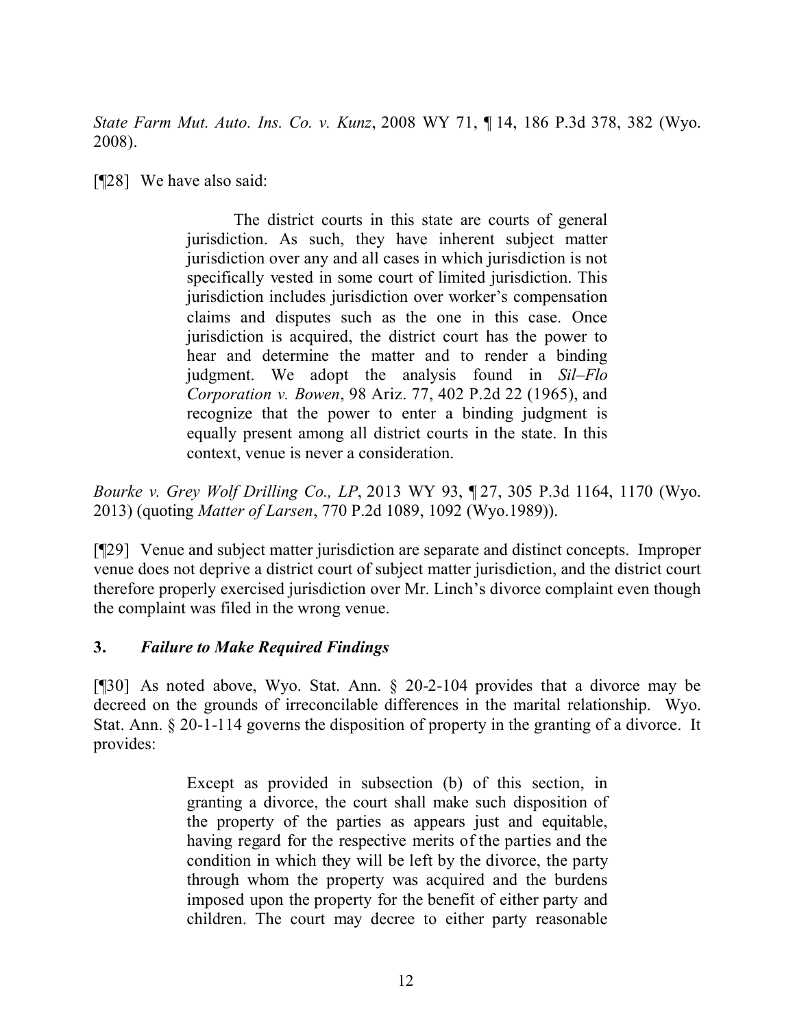*State Farm Mut. Auto. Ins. Co. v. Kunz*, 2008 WY 71, ¶ 14, 186 P.3d 378, 382 (Wyo. 2008).

[¶28] We have also said:

> The district courts in this state are courts of general jurisdiction. As such, they have inherent subject matter jurisdiction over any and all cases in which jurisdiction is not specifically vested in some court of limited jurisdiction. This jurisdiction includes jurisdiction over worker's compensation claims and disputes such as the one in this case. Once jurisdiction is acquired, the district court has the power to hear and determine the matter and to render a binding judgment. We adopt the analysis found in *Sil–Flo Corporation v. Bowen*, 98 Ariz. 77, 402 P.2d 22 (1965), and recognize that the power to enter a binding judgment is equally present among all district courts in the state. In this context, venue is never a consideration.

*Bourke v. Grey Wolf Drilling Co., LP*, 2013 WY 93, ¶ 27, 305 P.3d 1164, 1170 (Wyo. 2013) (quoting *Matter of Larsen*, 770 P.2d 1089, 1092 (Wyo.1989)).

[¶29] Venue and subject matter jurisdiction are separate and distinct concepts. Improper venue does not deprive a district court of subject matter jurisdiction, and the district court therefore properly exercised jurisdiction over Mr. Linch's divorce complaint even though the complaint was filed in the wrong venue.

### 3. *Failure to Make Required Findings*

[¶30] As noted above, Wyo. Stat. Ann. § 20-2-104 provides that a divorce may be decreed on the grounds of irreconcilable differences in the marital relationship. Wyo. Stat. Ann. § 20-1-114 governs the disposition of property in the granting of a divorce. It provides:

> Except as provided in subsection (b) of this section, in granting a divorce, the court shall make such disposition of the property of the parties as appears just and equitable, having regard for the respective merits of the parties and the condition in which they will be left by the divorce, the party through whom the property was acquired and the burdens imposed upon the property for the benefit of either party and children. The court may decree to either party reasonable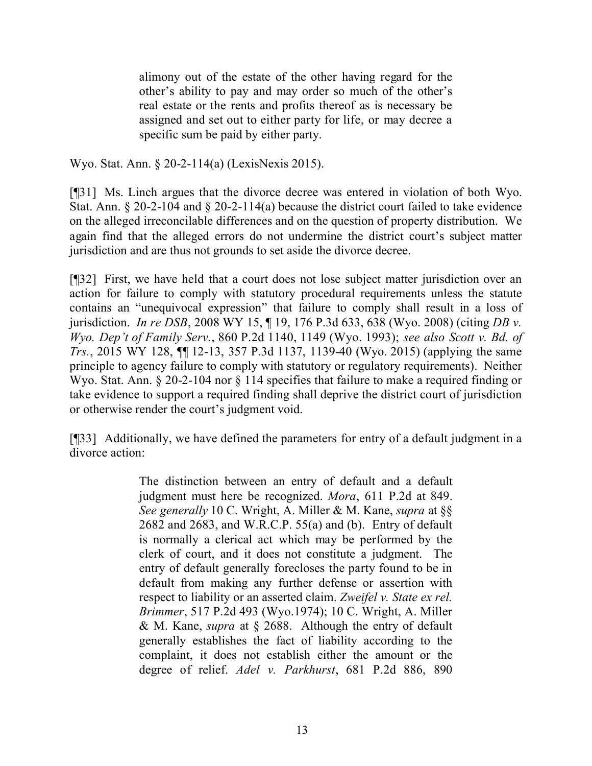> alimony out of the estate of the other having regard for the other's ability to pay and may order so much of the other's real estate or the rents and profits thereof as is necessary be assigned and set out to either party for life, or may decree a specific sum be paid by either party.

Wyo. Stat. Ann. § 20-2-114(a) (LexisNexis 2015).

[¶31] Ms. Linch argues that the divorce decree was entered in violation of both Wyo. Stat. Ann. § 20-2-104 and § 20-2-114(a) because the district court failed to take evidence on the alleged irreconcilable differences and on the question of property distribution. We again find that the alleged errors do not undermine the district court's subject matter jurisdiction and are thus not grounds to set aside the divorce decree.

[¶32] First, we have held that a court does not lose subject matter jurisdiction over an action for failure to comply with statutory procedural requirements unless the statute contains an "unequivocal expression" that failure to comply shall result in a loss of jurisdiction. *In re DSB*, 2008 WY 15, ¶ 19, 176 P.3d 633, 638 (Wyo. 2008) (citing *DB v. Wyo. Dep't of Family Serv.*, 860 P.2d 1140, 1149 (Wyo. 1993); *see also Scott v. Bd. of Trs.*, 2015 WY 128, ¶¶ 12-13, 357 P.3d 1137, 1139-40 (Wyo. 2015) (applying the same principle to agency failure to comply with statutory or regulatory requirements). Neither Wyo. Stat. Ann. § 20-2-104 nor § 114 specifies that failure to make a required finding or take evidence to support a required finding shall deprive the district court of jurisdiction or otherwise render the court's judgment void.

[¶33] Additionally, we have defined the parameters for entry of a default judgment in a divorce action:

> The distinction between an entry of default and a default judgment must here be recognized. *Mora*, 611 P.2d at 849. *See generally* 10 C. Wright, A. Miller & M. Kane, *supra* at §§ 2682 and 2683, and W.R.C.P. 55(a) and (b). Entry of default is normally a clerical act which may be performed by the clerk of court, and it does not constitute a judgment. The entry of default generally forecloses the party found to be in default from making any further defense or assertion with respect to liability or an asserted claim. *Zweifel v. State ex rel. Brimmer*, 517 P.2d 493 (Wyo.1974); 10 C. Wright, A. Miller & M. Kane, *supra* at § 2688. Although the entry of default generally establishes the fact of liability according to the complaint, it does not establish either the amount or the degree of relief. *Adel v. Parkhurst*, 681 P.2d 886, 890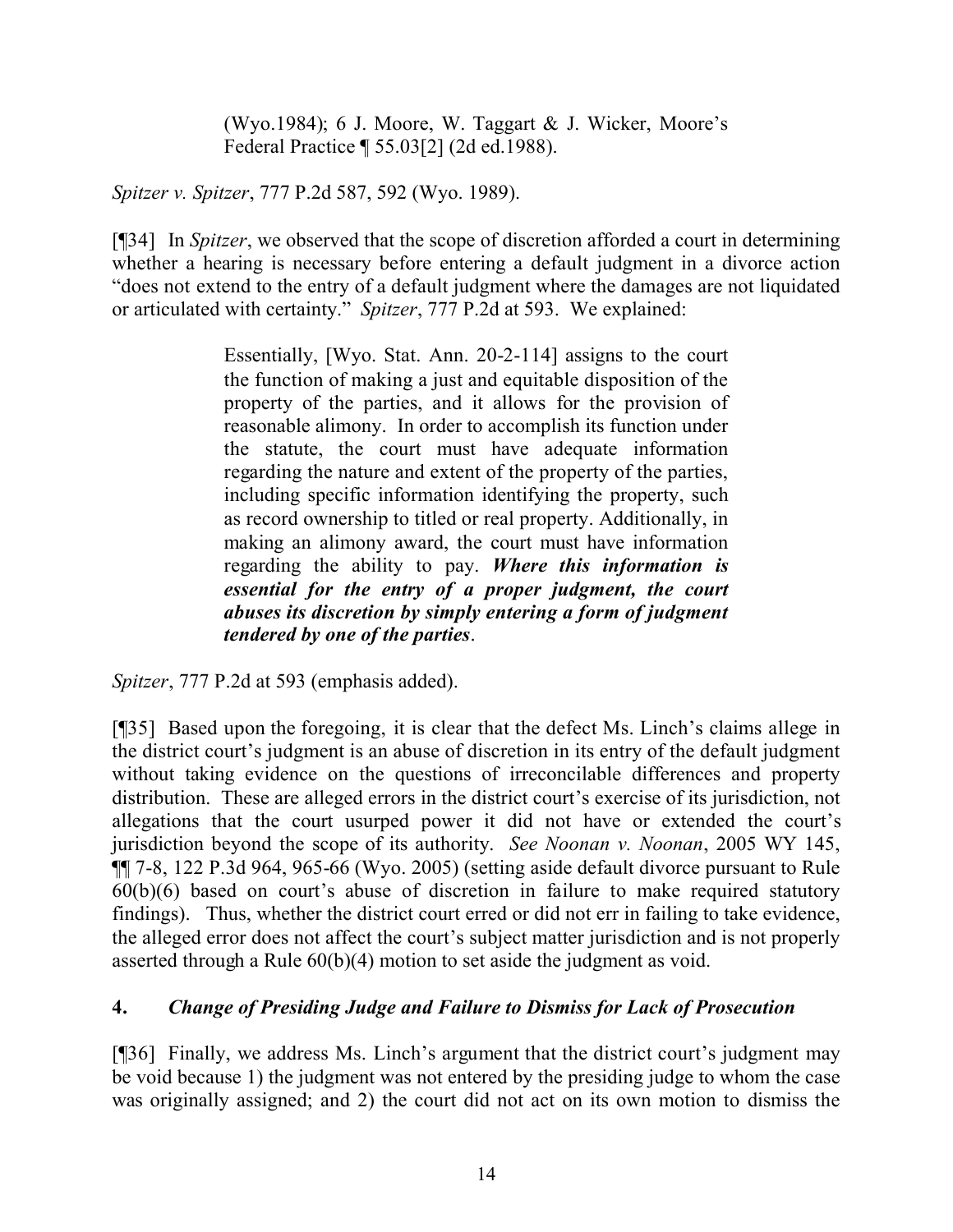> (Wyo.1984); 6 J. Moore, W. Taggart & J. Wicker, Moore's Federal Practice ¶ 55.03[2] (2d ed.1988).

*Spitzer v. Spitzer*, 777 P.2d 587, 592 (Wyo. 1989).

[¶34] In *Spitzer*, we observed that the scope of discretion afforded a court in determining whether a hearing is necessary before entering a default judgment in a divorce action "does not extend to the entry of a default judgment where the damages are not liquidated or articulated with certainty." *Spitzer*, 777 P.2d at 593. We explained:

> Essentially, [Wyo. Stat. Ann. 20-2-114] assigns to the court the function of making a just and equitable disposition of the property of the parties, and it allows for the provision of reasonable alimony. In order to accomplish its function under the statute, the court must have adequate information regarding the nature and extent of the property of the parties, including specific information identifying the property, such as record ownership to titled or real property. Additionally, in making an alimony award, the court must have information regarding the ability to pay. ***Where this information is essential for the entry of a proper judgment, the court abuses its discretion by simply entering a form of judgment tendered by one of the parties***.

*Spitzer*, 777 P.2d at 593 (emphasis added).

[¶35] Based upon the foregoing, it is clear that the defect Ms. Linch's claims allege in the district court's judgment is an abuse of discretion in its entry of the default judgment without taking evidence on the questions of irreconcilable differences and property distribution. These are alleged errors in the district court's exercise of its jurisdiction, not allegations that the court usurped power it did not have or extended the court's jurisdiction beyond the scope of its authority. *See Noonan v. Noonan*, 2005 WY 145, ¶¶ 7-8, 122 P.3d 964, 965-66 (Wyo. 2005) (setting aside default divorce pursuant to Rule 60(b)(6) based on court's abuse of discretion in failure to make required statutory findings). Thus, whether the district court erred or did not err in failing to take evidence, the alleged error does not affect the court's subject matter jurisdiction and is not properly asserted through a Rule 60(b)(4) motion to set aside the judgment as void.

## 4. *Change of Presiding Judge and Failure to Dismiss for Lack of Prosecution*

[¶36] Finally, we address Ms. Linch's argument that the district court's judgment may be void because 1) the judgment was not entered by the presiding judge to whom the case was originally assigned; and 2) the court did not act on its own motion to dismiss the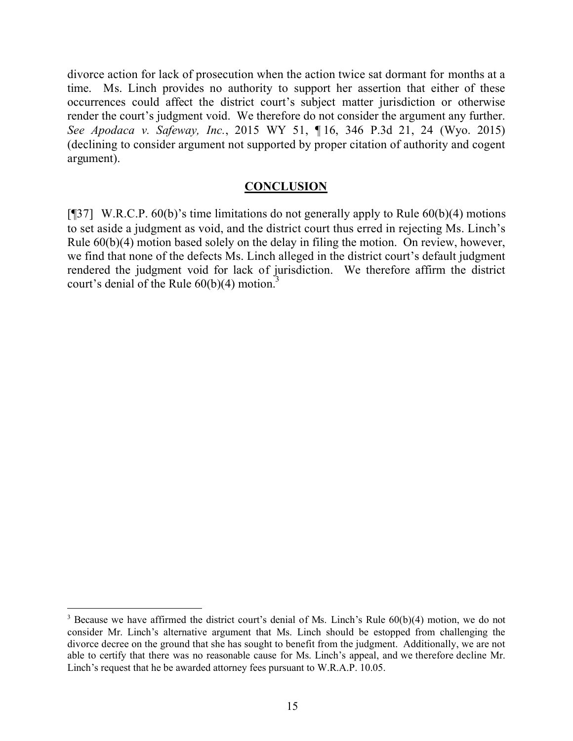divorce action for lack of prosecution when the action twice sat dormant for months at a time. Ms. Linch provides no authority to support her assertion that either of these occurrences could affect the district court's subject matter jurisdiction or otherwise render the court's judgment void. We therefore do not consider the argument any further. *See Apodaca v. Safeway, Inc.*, 2015 WY 51, ¶ 16, 346 P.3d 21, 24 (Wyo. 2015) (declining to consider argument not supported by proper citation of authority and cogent argument).

## CONCLUSION

[¶37] W.R.C.P. 60(b)'s time limitations do not generally apply to Rule 60(b)(4) motions to set aside a judgment as void, and the district court thus erred in rejecting Ms. Linch's Rule 60(b)(4) motion based solely on the delay in filing the motion. On review, however, we find that none of the defects Ms. Linch alleged in the district court's default judgment rendered the judgment void for lack of jurisdiction. We therefore affirm the district court's denial of the Rule 60(b)(4) motion.[3]

---

[3] Because we have affirmed the district court's denial of Ms. Linch's Rule 60(b)(4) motion, we do not consider Mr. Linch's alternative argument that Ms. Linch should be estopped from challenging the divorce decree on the ground that she has sought to benefit from the judgment. Additionally, we are not able to certify that there was no reasonable cause for Ms. Linch's appeal, and we therefore decline Mr. Linch's request that he be awarded attorney fees pursuant to W.R.A.P. 10.05.